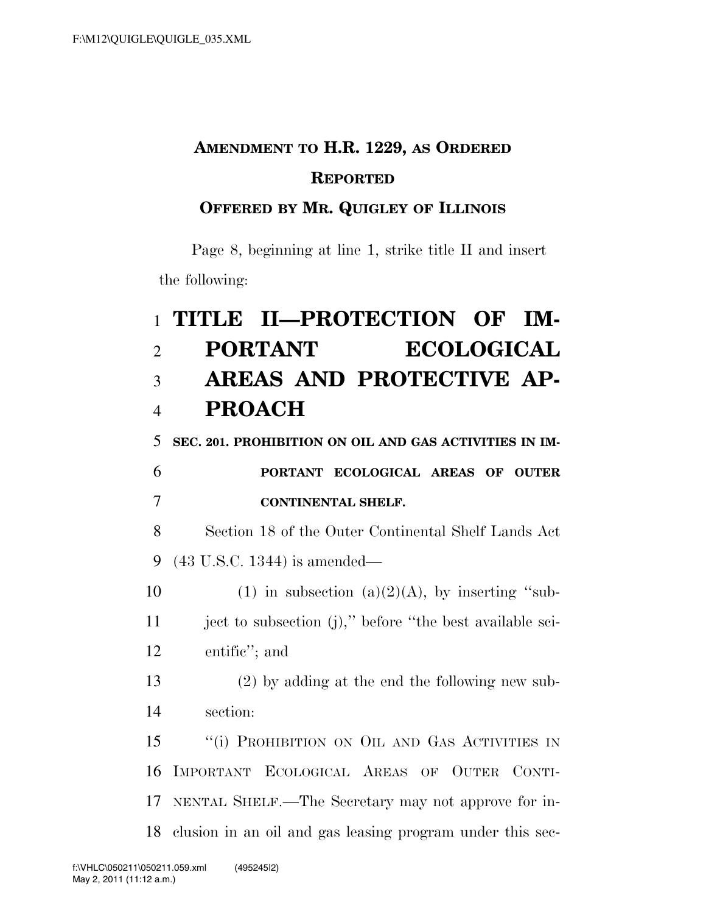**AMENDMENT TO H.R. 1229, AS ORDERED REPORTED**

**OFFERED BY MR. QUIGLEY OF ILLINOIS**

Page 8, beginning at line 1, strike title II and insert the following:

# TITLE II—PROTECTION OF IMPORTANT ECOLOGICAL AREAS AND PROTECTIVE APPROACH

**SEC. 201. PROHIBITION ON OIL AND GAS ACTIVITIES IN IMPORTANT ECOLOGICAL AREAS OF OUTER CONTINENTAL SHELF.**

Section 18 of the Outer Continental Shelf Lands Act (43 U.S.C. 1344) is amended—

(1) in subsection (a)(2)(A), by inserting "subject to subsection (j)," before "the best available scientific"; and

(2) by adding at the end the following new subsection:

"(i) PROHIBITION ON OIL AND GAS ACTIVITIES IN IMPORTANT ECOLOGICAL AREAS OF OUTER CONTINENTAL SHELF.—The Secretary may not approve for inclusion in an oil and gas leasing program under this sec-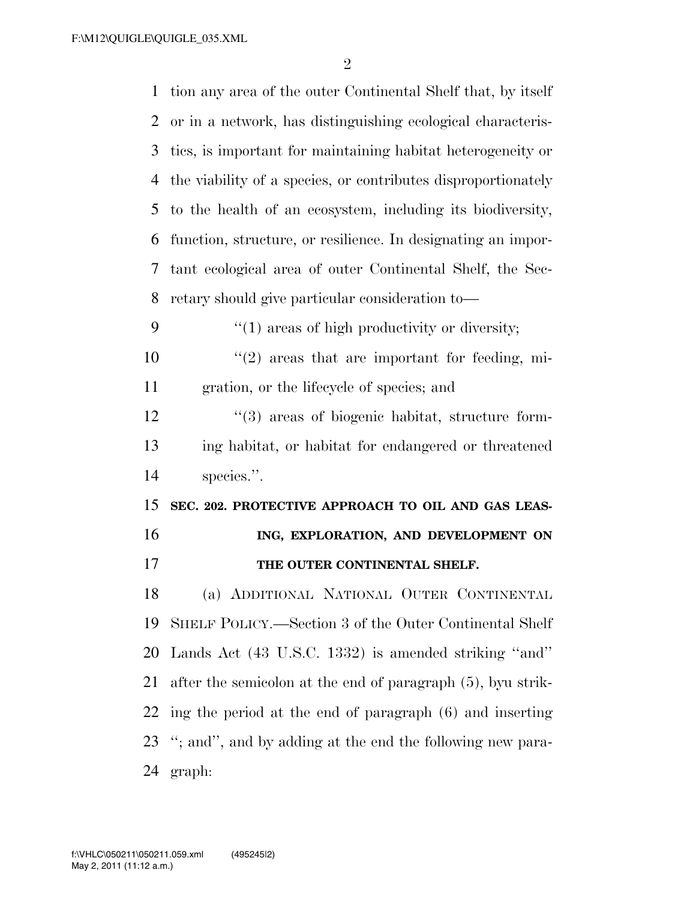tion any area of the outer Continental Shelf that, by itself or in a network, has distinguishing ecological characteristics, is important for maintaining habitat heterogeneity or the viability of a species, or contributes disproportionately to the health of an ecosystem, including its biodiversity, function, structure, or resilience. In designating an important ecological area of outer Continental Shelf, the Secretary should give particular consideration to—

> ''(1) areas of high productivity or diversity;
>
> ''(2) areas that are important for feeding, migration, or the lifecycle of species; and
>
> ''(3) areas of biogenic habitat, structure forming habitat, or habitat for endangered or threatened species.''.

**SEC. 202. PROTECTIVE APPROACH TO OIL AND GAS LEASING, EXPLORATION, AND DEVELOPMENT ON THE OUTER CONTINENTAL SHELF.**

(a) ADDITIONAL NATIONAL OUTER CONTINENTAL SHELF POLICY.—Section 3 of the Outer Continental Shelf Lands Act (43 U.S.C. 1332) is amended striking ''and'' after the semicolon at the end of paragraph (5), byu striking the period at the end of paragraph (6) and inserting ''; and'', and by adding at the end the following new paragraph: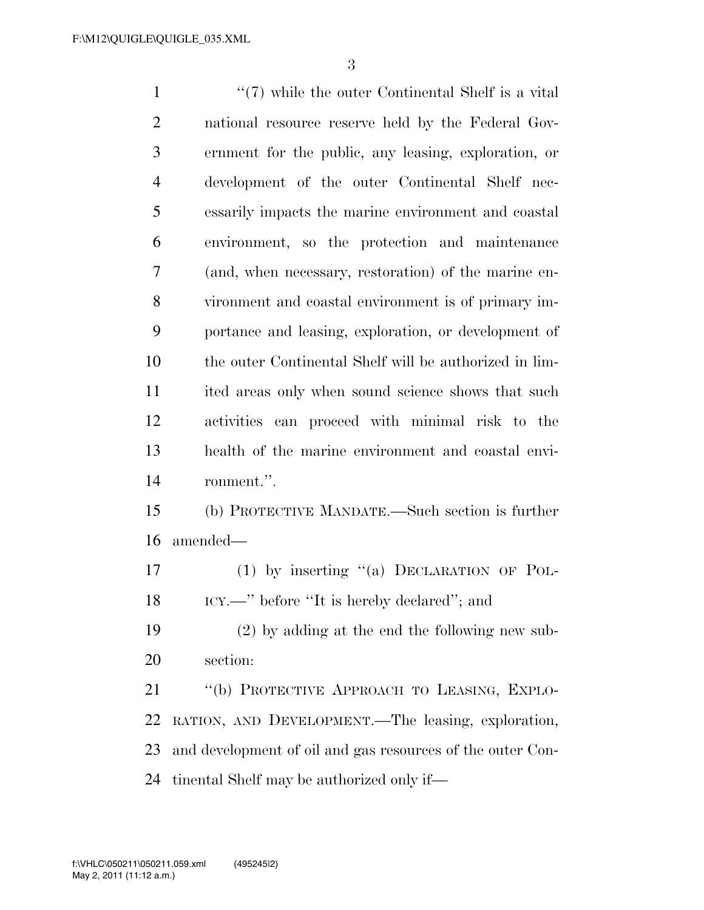"(7) while the outer Continental Shelf is a vital national resource reserve held by the Federal Government for the public, any leasing, exploration, or development of the outer Continental Shelf necessarily impacts the marine environment and coastal environment, so the protection and maintenance (and, when necessary, restoration) of the marine environment and coastal environment is of primary importance and leasing, exploration, or development of the outer Continental Shelf will be authorized in limited areas only when sound science shows that such activities can proceed with minimal risk to the health of the marine environment and coastal environment.".

(b) PROTECTIVE MANDATE.—Such section is further amended—

(1) by inserting "(a) DECLARATION OF POLICY.—" before "It is hereby declared"; and

(2) by adding at the end the following new subsection:

"(b) PROTECTIVE APPROACH TO LEASING, EXPLORATION, AND DEVELOPMENT.—The leasing, exploration, and development of oil and gas resources of the outer Continental Shelf may be authorized only if—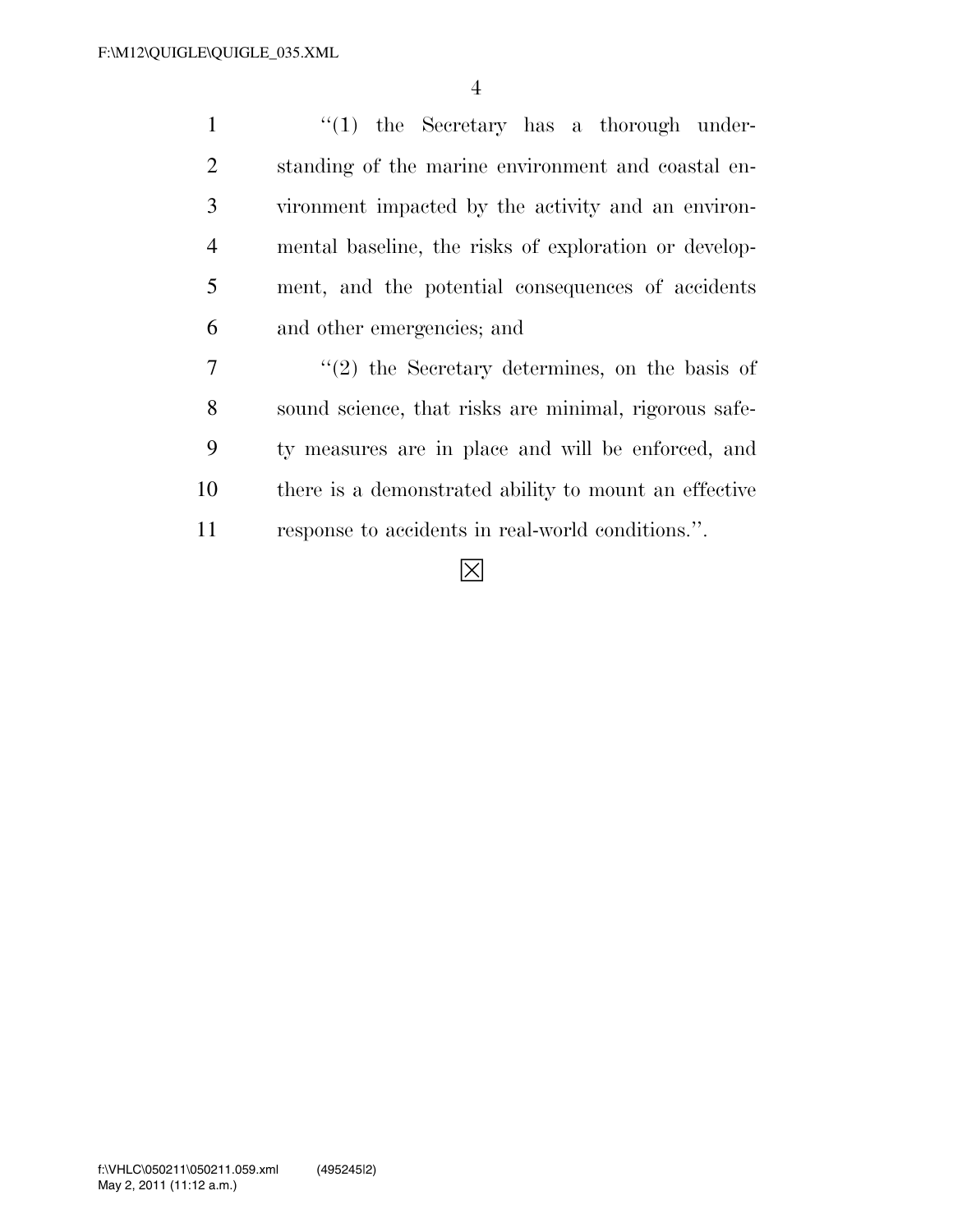"(1) the Secretary has a thorough understanding of the marine environment and coastal environment impacted by the activity and an environmental baseline, the risks of exploration or development, and the potential consequences of accidents and other emergencies; and

"(2) the Secretary determines, on the basis of sound science, that risks are minimal, rigorous safety measures are in place and will be enforced, and there is a demonstrated ability to mount an effective response to accidents in real-world conditions.".

☒